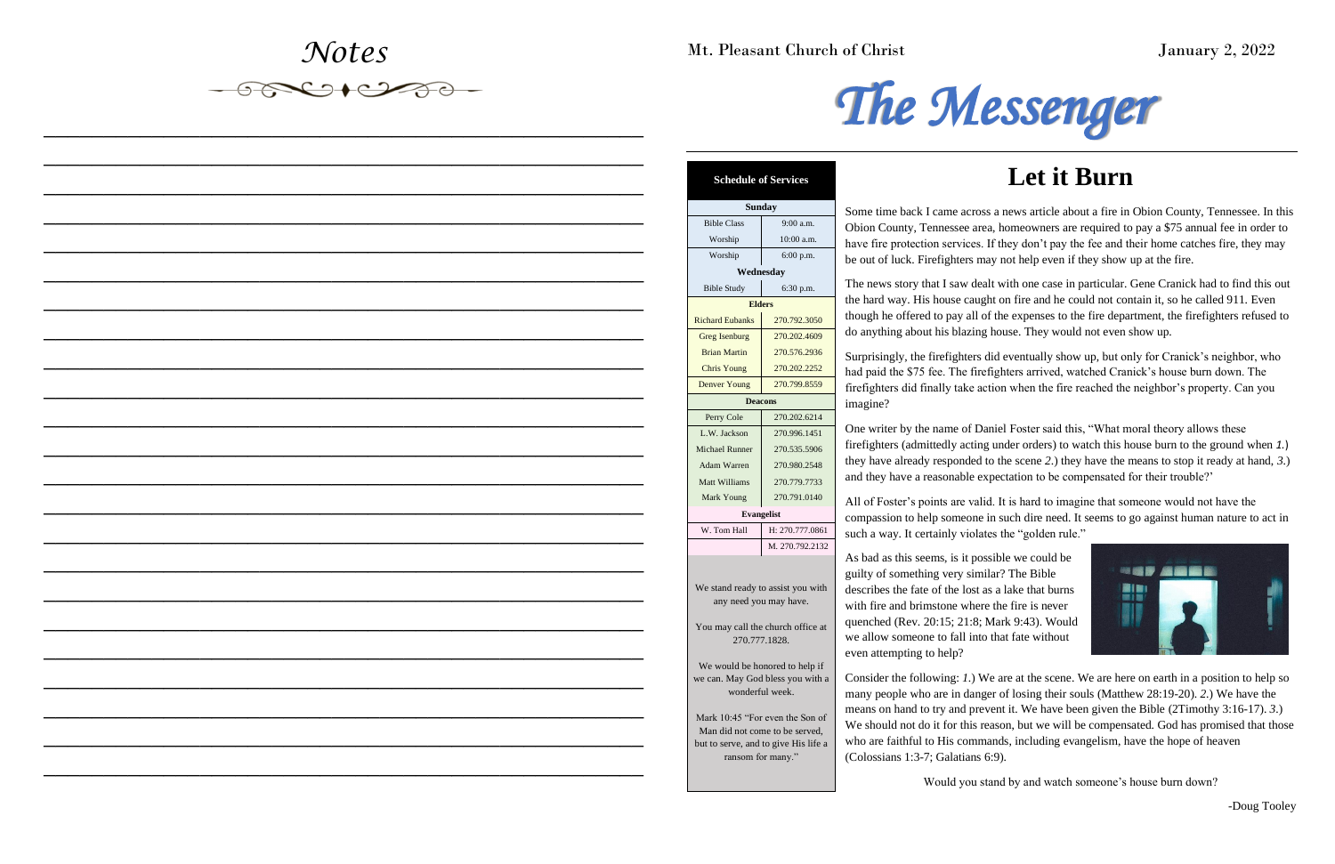# Notes

Mt. Pleasant Church of Christ

January 2, 2022

# The Messenger

| Schedule of Services | |
|---|---|
| **Sunday** | |
| Bible Class | 9:00 a.m. |
| Worship | 10:00 a.m. |
| Worship | 6:00 p.m. |
| **Wednesday** | |
| Bible Study | 6:30 p.m. |
| **Elders** | |
| Richard Eubanks | 270.792.3050 |
| Greg Isenburg | 270.202.4609 |
| Brian Martin | 270.576.2936 |
| Chris Young | 270.202.2252 |
| Denver Young | 270.799.8559 |
| **Deacons** | |
| Perry Cole | 270.202.6214 |
| L.W. Jackson | 270.996.1451 |
| Michael Runner | 270.535.5906 |
| Adam Warren | 270.980.2548 |
| Matt Williams | 270.779.7733 |
| Mark Young | 270.791.0140 |
| **Evangelist** | |
| W. Tom Hall | H: 270.777.0861 |
| | M. 270.792.2132 |

We stand ready to assist you with any need you may have.

You may call the church office at 270.777.1828.

We would be honored to help if we can. May God bless you with a wonderful week.

Mark 10:45 "For even the Son of Man did not come to be served, but to serve, and to give His life a ransom for many."

## Let it Burn

Some time back I came across a news article about a fire in Obion County, Tennessee. In this Obion County, Tennessee area, homeowners are required to pay a $75 annual fee in order to have fire protection services. If they don't pay the fee and their home catches fire, they may be out of luck. Firefighters may not help even if they show up at the fire.

The news story that I saw dealt with one case in particular. Gene Cranick had to find this out the hard way. His house caught on fire and he could not contain it, so he called 911. Even though he offered to pay all of the expenses to the fire department, the firefighters refused to do anything about his blazing house. They would not even show up.

Surprisingly, the firefighters did eventually show up, but only for Cranick's neighbor, who had paid the $75 fee. The firefighters arrived, watched Cranick's house burn down. The firefighters did finally take action when the fire reached the neighbor's property. Can you imagine?

One writer by the name of Daniel Foster said this, "What moral theory allows these firefighters (admittedly acting under orders) to watch this house burn to the ground when *1.*) they have already responded to the scene *2.*) they have the means to stop it ready at hand, *3.*) and they have a reasonable expectation to be compensated for their trouble?'

All of Foster's points are valid. It is hard to imagine that someone would not have the compassion to help someone in such dire need. It seems to go against human nature to act in such a way. It certainly violates the "golden rule."

As bad as this seems, is it possible we could be guilty of something very similar? The Bible describes the fate of the lost as a lake that burns with fire and brimstone where the fire is never quenched (Rev. 20:15; 21:8; Mark 9:43). Would we allow someone to fall into that fate without even attempting to help?

Consider the following: *1.*) We are at the scene. We are here on earth in a position to help so many people who are in danger of losing their souls (Matthew 28:19-20). *2.*) We have the means on hand to try and prevent it. We have been given the Bible (2Timothy 3:16-17). *3.*) We should not do it for this reason, but we will be compensated. God has promised that those who are faithful to His commands, including evangelism, have the hope of heaven (Colossians 1:3-7; Galatians 6:9).

Would you stand by and watch someone's house burn down?

-Doug Tooley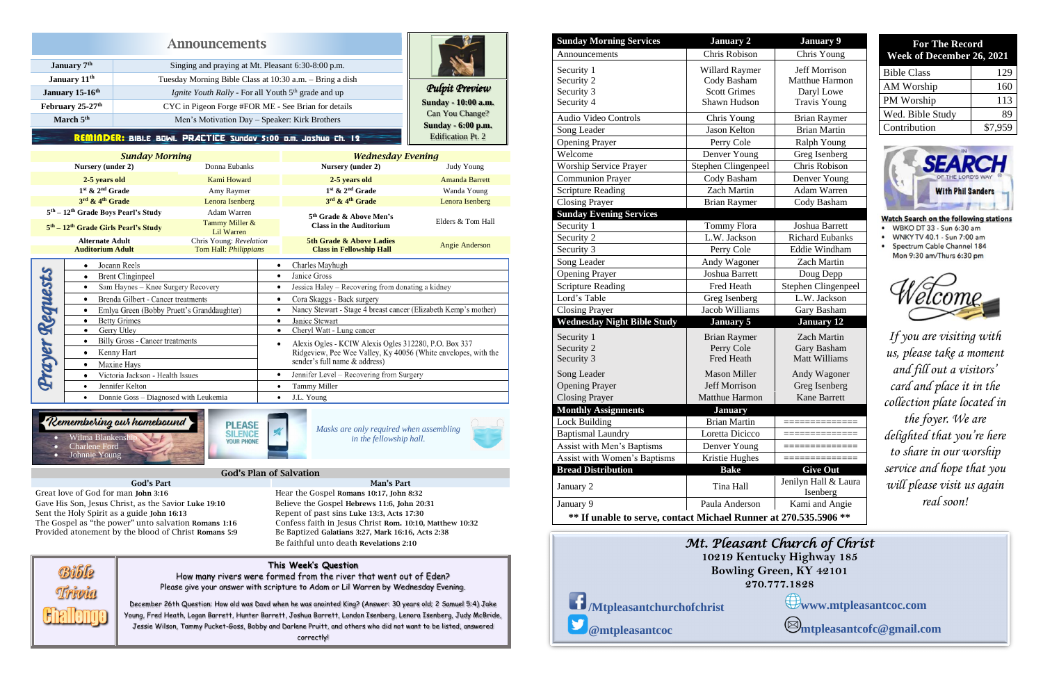# Announcements

| | |
|---|---|
| **January 7th** | Singing and praying at Mt. Pleasant 6:30-8:00 p.m. |
| **January 11th** | Tuesday Morning Bible Class at 10:30 a.m. – Bring a dish |
| **January 15-16th** | *Ignite Youth Rally* - For all Youth 5th grade and up |
| **February 25-27th** | CYC in Pigeon Forge #FOR ME - See Brian for details |
| **March 5th** | Men's Motivation Day – Speaker: Kirk Brothers |

**REMINDER: BIBLE BOWL PRACTICE Sunday 5:00 p.m. Joshua ch. 12**

## *Pulpit Preview*

**Sunday - 10:00 a.m.**
Can You Change?
**Sunday - 6:00 p.m.**
Edification Pt. 2

| *Sunday Morning* | | *Wednesday Evening* | |
|---|---|---|---|
| **Nursery (under 2)** | Donna Eubanks | **Nursery (under 2)** | Judy Young |
| **2-5 years old** | Kami Howard | **2-5 years old** | Amanda Barrett |
| **1st & 2nd Grade** | Amy Raymer | **1st & 2nd Grade** | Wanda Young |
| **3rd & 4th Grade** | Lenora Isenberg | **3rd & 4th Grade** | Lenora Isenberg |
| **5th – 12th Grade Boys Pearl's Study** | Adam Warren | **5th Grade & Above Men's Class in the Auditorium** | Elders & Tom Hall |
| **5th – 12th Grade Girls Pearl's Study** | Tammy Miller & Lil Warren | | |
| **Alternate Adult Auditorium Adult** | Chris Young: *Revelation* Tom Hall: *Philippians* | **5th Grade & Above Ladies Class in Fellowship Hall** | Angie Anderson |

## *Prayer Requests*

- Jocann Reels
- Brent Clinginpeel
- Sam Haynes – Knee Surgery Recovery
- Brenda Gilbert - Cancer treatments
- Emlya Green (Bobby Pruett's Granddaughter)
- Betty Grimes
- Gerry Utley
- Billy Gross - Cancer treatments
- Kenny Hart
- Maxine Hays
- Victoria Jackson - Health Issues
- Jennifer Kelton
- Donnie Goss – Diagnosed with Leukemia
- Charles Mayhugh
- Janice Gross
- Jessica Haley – Recovering from donating a kidney
- Cora Skaggs - Back surgery
- Nancy Stewart - Stage 4 breast cancer (Elizabeth Kemp's mother)
- Janice Stewart
- Cheryl Watt - Lung cancer
- Alexis Ogles - KCIW Alexis Ogles 312280, P.O. Box 337 Ridgeview, Pee Wee Valley, Ky 40056 (White envelopes, with the sender's full name & address)
- Jennifer Level – Recovering from Surgery
- Tammy Miller
- J.L. Young

## *Remembering our homebound*

- Wilma Blankenship
- Charlene Ford
- Johnnie Young

PLEASE SILENCE YOUR PHONE

*Masks are only required when assembling in the fellowship hall.*

## God's Plan of Salvation

| God's Part | Man's Part |
|---|---|
| Great love of God for man **John 3:16** | Hear the Gospel **Romans 10:17, John 8:32** |
| Gave His Son, Jesus Christ, as the Savior **Luke 19:10** | Believe the Gospel **Hebrews 11:6, John 20:31** |
| Sent the Holy Spirit as a guide **John 16:13** | Repent of past sins **Luke 13:3, Acts 17:30** |
| The Gospel as "the power" unto salvation **Romans 1:16** | Confess faith in Jesus Christ **Rom. 10:10, Matthew 10:32** |
| Provided atonement by the blood of Christ **Romans 5:9** | Be Baptized **Galatians 3:27, Mark 16:16, Acts 2:38** |
| | Be faithful unto death **Revelations 2:10** |

## Bible Trivia Challenge

**This Week's Question**

How many rivers were formed from the river that went out of Eden?
Please give your answer with scripture to Adam or Lil Warren by Wednesday Evening.

December 26th Question: How old was Davd when he was anointed King? (Answer: 30 years old; 2 Samuel 5:4) Jake Young, Fred Heath, Logan Barrett, Hunter Barrett, Joshua Barrett, London Isenberg, Lenora Isenberg, Judy McBride, Jessie Wilson, Tammy Pucket-Goss, Bobby and Darlene Pruitt, and others who did not want to be listed, answered correctly!

| **Sunday Morning Services** | **January 2** | **January 9** |
|---|---|---|
| Announcements | Chris Robison | Chris Young |
| Security 1 | Willard Raymer | Jeff Morrison |
| Security 2 | Cody Basham | Matthue Harmon |
| Security 3 | Scott Grimes | Daryl Lowe |
| Security 4 | Shawn Hudson | Travis Young |
| Audio Video Controls | Chris Young | Brian Raymer |
| Song Leader | Jason Kelton | Brian Martin |
| Opening Prayer | Perry Cole | Ralph Young |
| Welcome | Denver Young | Greg Isenberg |
| Worship Service Prayer | Stephen Clingenpeel | Chris Robison |
| Communion Prayer | Cody Basham | Denver Young |
| Scripture Reading | Zach Martin | Adam Warren |
| Closing Prayer | Brian Raymer | Cody Basham |
| **Sunday Evening Services** | | |
| Security 1 | Tommy Flora | Joshua Barrett |
| Security 2 | L.W. Jackson | Richard Eubanks |
| Security 3 | Perry Cole | Eddie Windham |
| Song Leader | Andy Wagoner | Zach Martin |
| Opening Prayer | Joshua Barrett | Doug Depp |
| Scripture Reading | Fred Heath | Stephen Clingenpeel |
| Lord's Table | Greg Isenberg | L.W. Jackson |
| Closing Prayer | Jacob Williams | Gary Basham |
| **Wednesday Night Bible Study** | **January 5** | **January 12** |
| Security 1 | Brian Raymer | Zach Martin |
| Security 2 | Perry Cole | Gary Basham |
| Security 3 | Fred Heath | Matt Williams |
| Song Leader | Mason Miller | Andy Wagoner |
| Opening Prayer | Jeff Morrison | Greg Isenberg |
| Closing Prayer | Matthue Harmon | Kane Barrett |
| **Monthly Assignments** | **January** | |
| Lock Building | Brian Martin | ============== |
| Baptismal Laundry | Loretta Dicicco | ============== |
| Assist with Men's Baptisms | Denver Young | ============== |
| Assist with Women's Baptisms | Kristie Hughes | ============== |
| **Bread Distribution** | **Bake** | **Give Out** |
| January 2 | Tina Hall | Jenilyn Hall & Laura Isenberg |
| January 9 | Paula Anderson | Kami and Angie |

**\*\* If unable to serve, contact Michael Runner at 270.535.5906 \*\***

| **For The Record Week of December 26, 2021** | |
|---|---|
| Bible Class | 129 |
| AM Worship | 160 |
| PM Worship | 113 |
| Wed. Bible Study | 89 |
| Contribution | $7,959 |

**IN SEARCH OF THE LORD'S WAY With Phil Sanders**

**Watch Search on the following stations**

- WBKO DT 33 - Sun 6:30 am
- WNKY TV 40.1 - Sun 7:00 am
- Spectrum Cable Channel 184 Mon 9:30 am/Thurs 6:30 pm

## *Welcome*

*If you are visiting with us, please take a moment and fill out a visitors' card and place it in the collection plate located in the foyer. We are delighted that you're here to share in our worship service and hope that you will please visit us again real soon!*

## *Mt. Pleasant Church of Christ*

**10219 Kentucky Highway 185**
**Bowling Green, KY 42101**
**270.777.1828**

**/Mtpleasantchurchofchrist**
**@mtpleasantcoc**
**www.mtpleasantcoc.com**
**mtpleasantcofc@gmail.com**